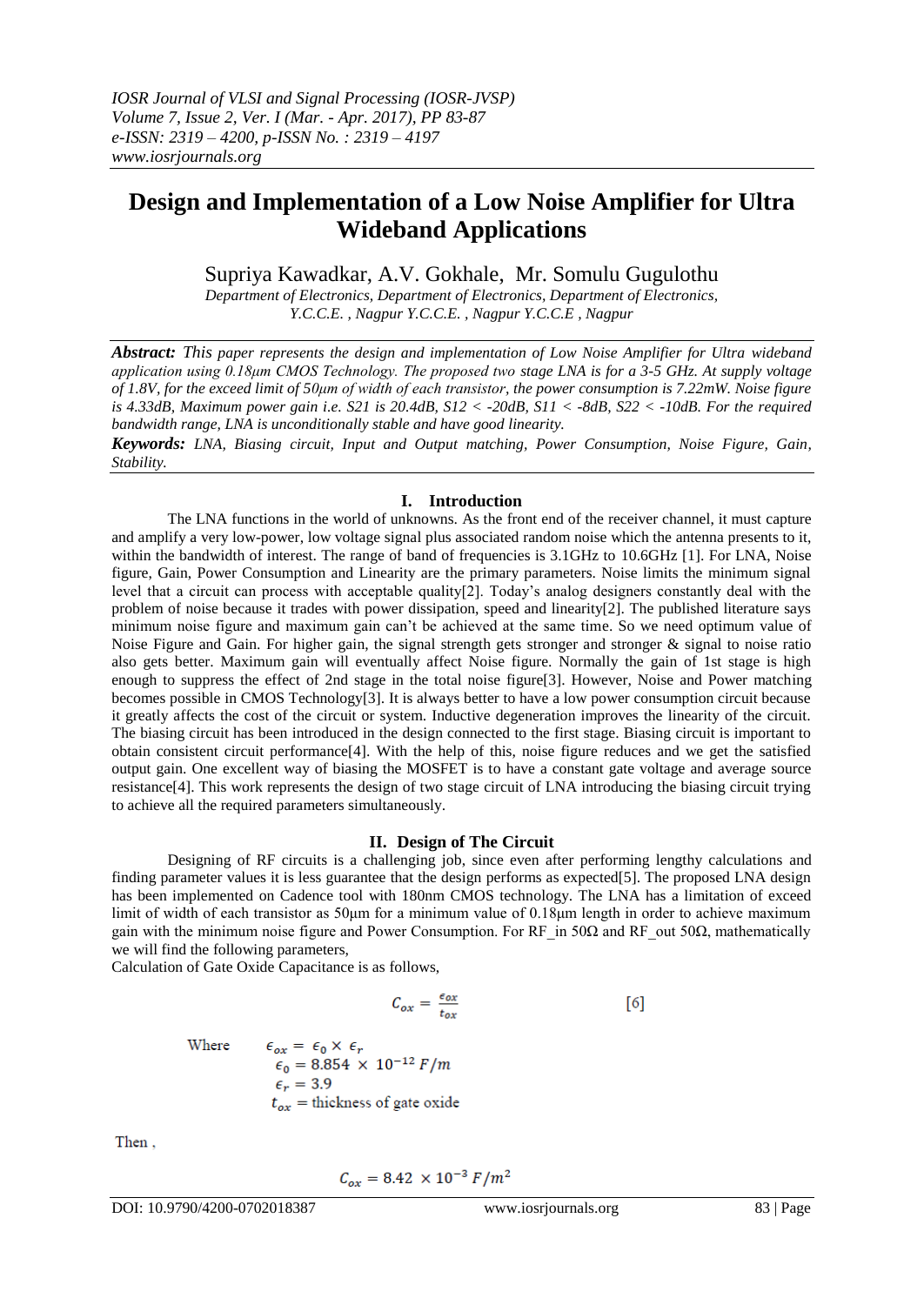# Design and Implementation of a Low Noise Amplifier for Ultra Wideband Applications

Supriya Kawadkar, A.V. Gokhale, Mr. Somulu Gugulothu

*Department of Electronics, Department of Electronics, Department of Electronics, Y.C.C.E. , Nagpur Y.C.C.E. , Nagpur Y.C.C.E , Nagpur*

***Abstract:*** *This paper represents the design and implementation of Low Noise Amplifier for Ultra wideband application using 0.18μm CMOS Technology. The proposed two stage LNA is for a 3-5 GHz. At supply voltage of 1.8V, for the exceed limit of 50μm of width of each transistor, the power consumption is 7.22mW. Noise figure is 4.33dB, Maximum power gain i.e. S21 is 20.4dB, S12 < -20dB, S11 < -8dB, S22 < -10dB. For the required bandwidth range, LNA is unconditionally stable and have good linearity.*

***Keywords:*** *LNA, Biasing circuit, Input and Output matching, Power Consumption, Noise Figure, Gain, Stability.*

## I. Introduction

The LNA functions in the world of unknowns. As the front end of the receiver channel, it must capture and amplify a very low-power, low voltage signal plus associated random noise which the antenna presents to it, within the bandwidth of interest. The range of band of frequencies is 3.1GHz to 10.6GHz [1]. For LNA, Noise figure, Gain, Power Consumption and Linearity are the primary parameters. Noise limits the minimum signal level that a circuit can process with acceptable quality[2]. Today's analog designers constantly deal with the problem of noise because it trades with power dissipation, speed and linearity[2]. The published literature says minimum noise figure and maximum gain can't be achieved at the same time. So we need optimum value of Noise Figure and Gain. For higher gain, the signal strength gets stronger and stronger & signal to noise ratio also gets better. Maximum gain will eventually affect Noise figure. Normally the gain of 1st stage is high enough to suppress the effect of 2nd stage in the total noise figure[3]. However, Noise and Power matching becomes possible in CMOS Technology[3]. It is always better to have a low power consumption circuit because it greatly affects the cost of the circuit or system. Inductive degeneration improves the linearity of the circuit. The biasing circuit has been introduced in the design connected to the first stage. Biasing circuit is important to obtain consistent circuit performance[4]. With the help of this, noise figure reduces and we get the satisfied output gain. One excellent way of biasing the MOSFET is to have a constant gate voltage and average source resistance[4]. This work represents the design of two stage circuit of LNA introducing the biasing circuit trying to achieve all the required parameters simultaneously.

## II. Design of The Circuit

Designing of RF circuits is a challenging job, since even after performing lengthy calculations and finding parameter values it is less guarantee that the design performs as expected[5]. The proposed LNA design has been implemented on Cadence tool with 180nm CMOS technology. The LNA has a limitation of exceed limit of width of each transistor as 50μm for a minimum value of 0.18μm length in order to achieve maximum gain with the minimum noise figure and Power Consumption. For RF_in 50Ω and RF_out 50Ω, mathematically we will find the following parameters,

Calculation of Gate Oxide Capacitance is as follows,

$$C_{ox} = \frac{\epsilon_{ox}}{t_{ox}} \qquad [6]$$

Where
$\epsilon_{ox} = \epsilon_0 \times \epsilon_r$
$\epsilon_0 = 8.854 \times 10^{-12}\ F/m$
$\epsilon_r = 3.9$
$t_{ox}$ = thickness of gate oxide

Then ,

$$C_{ox} = 8.42 \times 10^{-3}\ F/m^2$$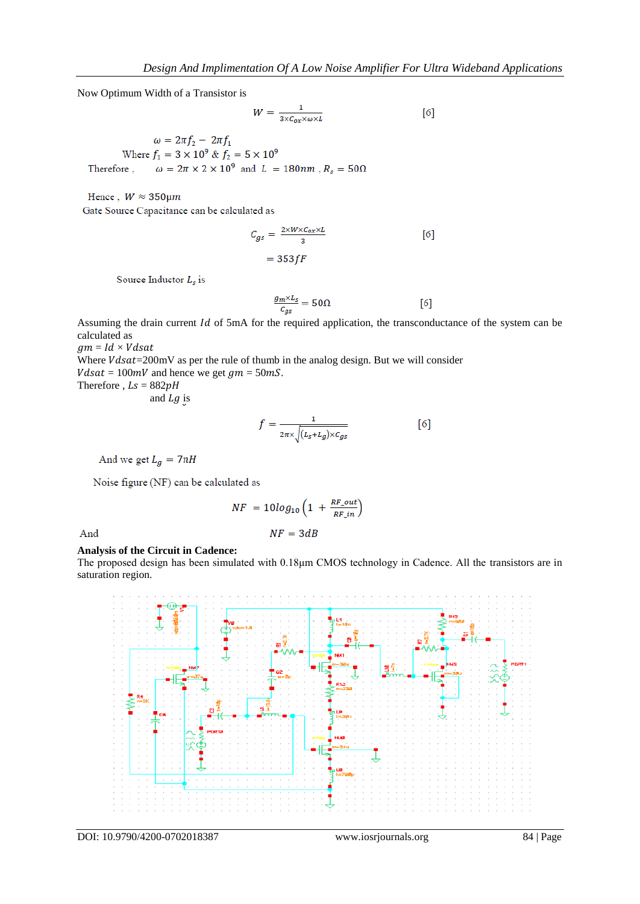Now Optimum Width of a Transistor is

$$W = \frac{1}{3 \times C_{ox} \times \omega \times L} \quad [6]$$

$$\omega = 2\pi f_2 - 2\pi f_1$$

Where $f_1 = 3 \times 10^9$ & $f_2 = 5 \times 10^9$

Therefore , $\omega = 2\pi \times 2 \times 10^9$ and $L = 180nm$ , $R_s = 50\Omega$

Hence , $W \approx 350\mu m$

Gate Source Capacitance can be calculated as

$$C_{gs} = \frac{2 \times W \times C_{ox} \times L}{3} \quad [6]$$

$$= 353fF$$

Source Inductor $L_s$ is

$$\frac{gm \times L_s}{C_{gs}} = 50\Omega \quad [6]$$

Assuming the drain current $Id$ of 5mA for the required application, the transconductance of the system can be calculated as

$gm = Id \times Vdsat$

Where $Vdsat$=200mV as per the rule of thumb in the analog design. But we will consider $Vdsat$ = 100$mV$ and hence we get $gm$ = 50$mS$.

Therefore , $Ls$ = 882$pH$

and $Lg$ is

$$f = \frac{1}{2\pi \times \sqrt{(L_s + L_g) \times C_{gs}}} \quad [6]$$

And we get $L_g = 7nH$

Noise figure (NF) can be calculated as

$$NF = 10log_{10}\left(1 + \frac{RF\_out}{RF\_in}\right)$$

And $$NF = 3dB$$

**Analysis of the Circuit in Cadence:**

The proposed design has been simulated with 0.18μm CMOS technology in Cadence. All the transistors are in saturation region.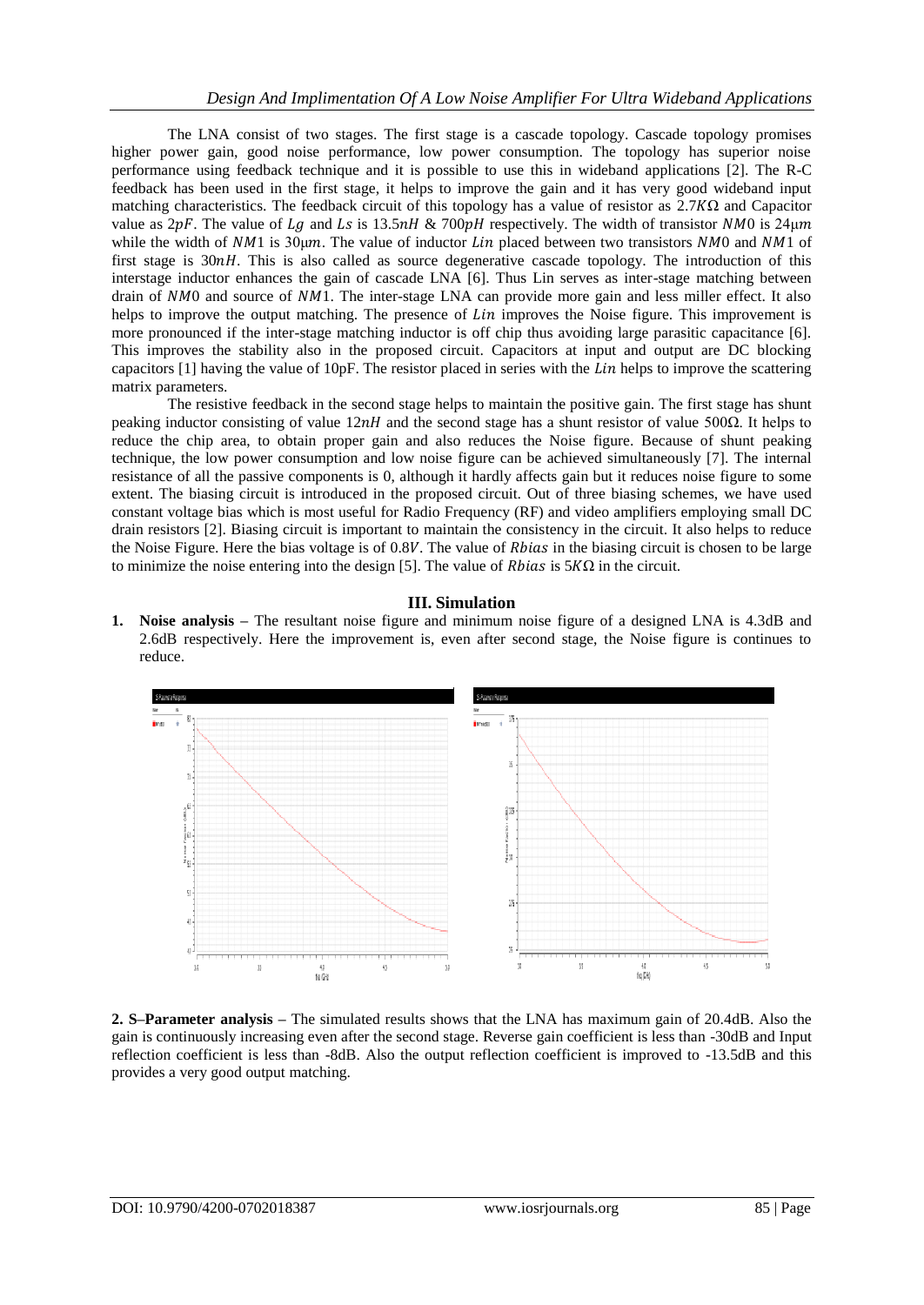The LNA consist of two stages. The first stage is a cascade topology. Cascade topology promises higher power gain, good noise performance, low power consumption. The topology has superior noise performance using feedback technique and it is possible to use this in wideband applications [2]. The R-C feedback has been used in the first stage, it helps to improve the gain and it has very good wideband input matching characteristics. The feedback circuit of this topology has a value of resistor as $2.7K\Omega$ and Capacitor value as $2pF$. The value of $Lg$ and $Ls$ is $13.5nH$ & $700pH$ respectively. The width of transistor $NM0$ is $24\mu m$ while the width of $NM1$ is $30\mu m$. The value of inductor $Lin$ placed between two transistors $NM0$ and $NM1$ of first stage is $30nH$. This is also called as source degenerative cascade topology. The introduction of this interstage inductor enhances the gain of cascade LNA [6]. Thus Lin serves as inter-stage matching between drain of $NM0$ and source of $NM1$. The inter-stage LNA can provide more gain and less miller effect. It also helps to improve the output matching. The presence of $Lin$ improves the Noise figure. This improvement is more pronounced if the inter-stage matching inductor is off chip thus avoiding large parasitic capacitance [6]. This improves the stability also in the proposed circuit. Capacitors at input and output are DC blocking capacitors [1] having the value of 10pF. The resistor placed in series with the $Lin$ helps to improve the scattering matrix parameters.

The resistive feedback in the second stage helps to maintain the positive gain. The first stage has shunt peaking inductor consisting of value $12nH$ and the second stage has a shunt resistor of value $500\Omega$. It helps to reduce the chip area, to obtain proper gain and also reduces the Noise figure. Because of shunt peaking technique, the low power consumption and low noise figure can be achieved simultaneously [7]. The internal resistance of all the passive components is 0, although it hardly affects gain but it reduces noise figure to some extent. The biasing circuit is introduced in the proposed circuit. Out of three biasing schemes, we have used constant voltage bias which is most useful for Radio Frequency (RF) and video amplifiers employing small DC drain resistors [2]. Biasing circuit is important to maintain the consistency in the circuit. It also helps to reduce the Noise Figure. Here the bias voltage is of $0.8V$. The value of $Rbias$ in the biasing circuit is chosen to be large to minimize the noise entering into the design [5]. The value of $Rbias$ is $5K\Omega$ in the circuit.

## III. Simulation

1. **Noise analysis –** The resultant noise figure and minimum noise figure of a designed LNA is 4.3dB and 2.6dB respectively. Here the improvement is, even after second stage, the Noise figure is continues to reduce.

**2. S–Parameter analysis –** The simulated results shows that the LNA has maximum gain of 20.4dB. Also the gain is continuously increasing even after the second stage. Reverse gain coefficient is less than -30dB and Input reflection coefficient is less than -8dB. Also the output reflection coefficient is improved to -13.5dB and this provides a very good output matching.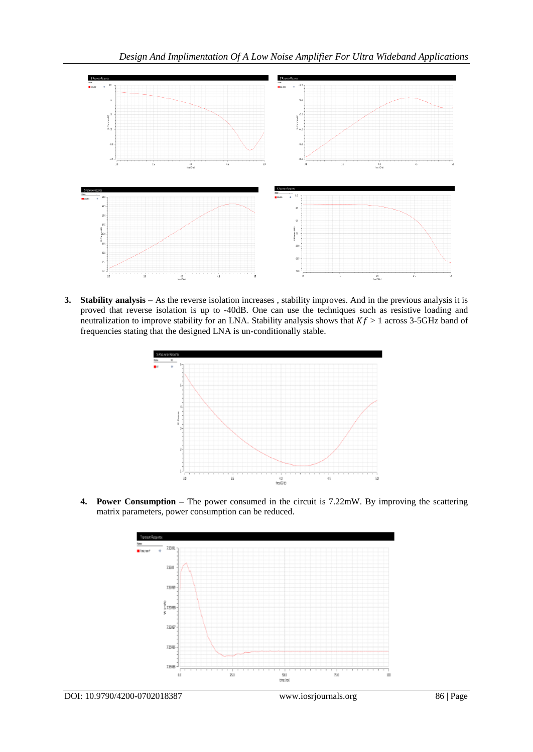3. **Stability analysis –** As the reverse isolation increases , stability improves. And in the previous analysis it is proved that reverse isolation is up to -40dB. One can use the techniques such as resistive loading and neutralization to improve stability for an LNA. Stability analysis shows that $Kf > 1$ across 3-5GHz band of frequencies stating that the designed LNA is un-conditionally stable.

4. **Power Consumption –** The power consumed in the circuit is 7.22mW. By improving the scattering matrix parameters, power consumption can be reduced.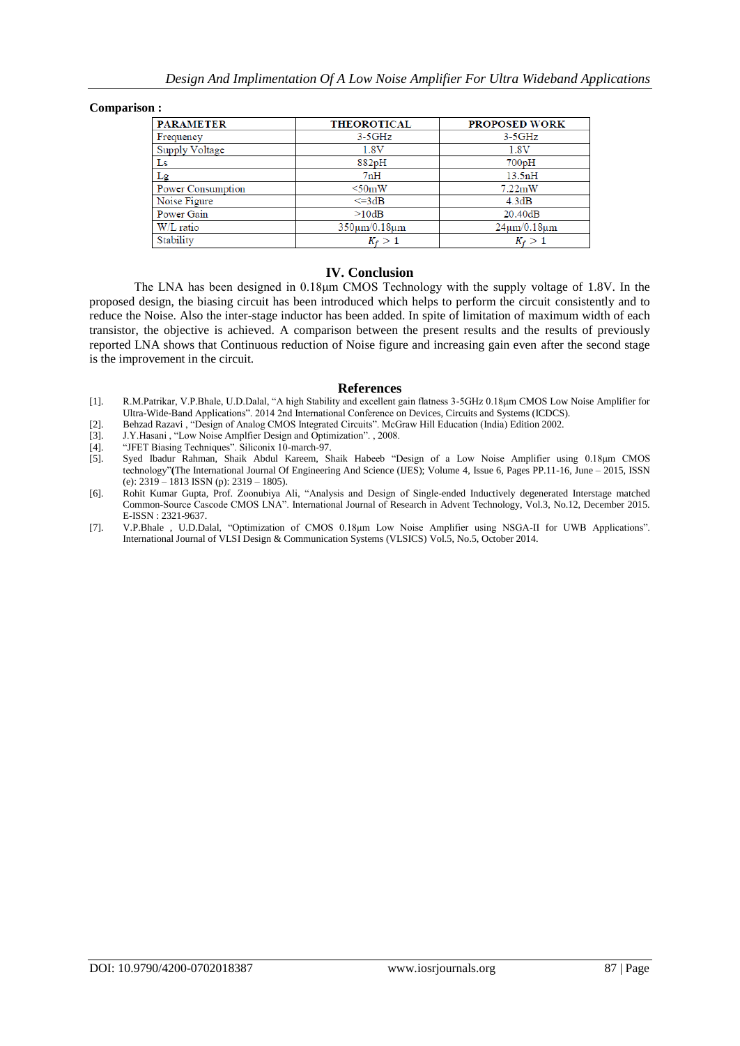**Comparison :**

| PARAMETER | THEOROTICAL | PROPOSED WORK |
|---|---|---|
| Frequency | 3-5GHz | 3-5GHz |
| Supply Voltage | 1.8V | 1.8V |
| Ls | 882pH | 700pH |
| Lg | 7nH | 13.5nH |
| Power Consumption | <50mW | 7.22mW |
| Noise Figure | <=3dB | 4.3dB |
| Power Gain | >10dB | 20.40dB |
| W/L ratio | 350µm/0.18µm | 24µm/0.18µm |
| Stability | $K_f > 1$ | $K_f > 1$ |

## IV. Conclusion

The LNA has been designed in 0.18µm CMOS Technology with the supply voltage of 1.8V. In the proposed design, the biasing circuit has been introduced which helps to perform the circuit consistently and to reduce the Noise. Also the inter-stage inductor has been added. In spite of limitation of maximum width of each transistor, the objective is achieved. A comparison between the present results and the results of previously reported LNA shows that Continuous reduction of Noise figure and increasing gain even after the second stage is the improvement in the circuit.

## References

[1]. R.M.Patrikar, V.P.Bhale, U.D.Dalal, "A high Stability and excellent gain flatness 3-5GHz 0.18µm CMOS Low Noise Amplifier for Ultra-Wide-Band Applications". 2014 2nd International Conference on Devices, Circuits and Systems (ICDCS).

[2]. Behzad Razavi , "Design of Analog CMOS Integrated Circuits". McGraw Hill Education (India) Edition 2002.

[3]. J.Y.Hasani , "Low Noise Amplfier Design and Optimization". , 2008.

[4]. "JFET Biasing Techniques". Siliconix 10-march-97.

[5]. Syed Ibadur Rahman, Shaik Abdul Kareem, Shaik Habeeb "Design of a Low Noise Amplifier using 0.18µm CMOS technology"(The International Journal Of Engineering And Science (IJES); Volume 4, Issue 6, Pages PP.11-16, June – 2015, ISSN (e): 2319 – 1813 ISSN (p): 2319 – 1805).

[6]. Rohit Kumar Gupta, Prof. Zoonubiya Ali, "Analysis and Design of Single-ended Inductively degenerated Interstage matched Common-Source Cascode CMOS LNA". International Journal of Research in Advent Technology, Vol.3, No.12, December 2015. E-ISSN : 2321-9637.

[7]. V.P.Bhale , U.D.Dalal, "Optimization of CMOS 0.18µm Low Noise Amplifier using NSGA-II for UWB Applications". International Journal of VLSI Design & Communication Systems (VLSICS) Vol.5, No.5, October 2014.